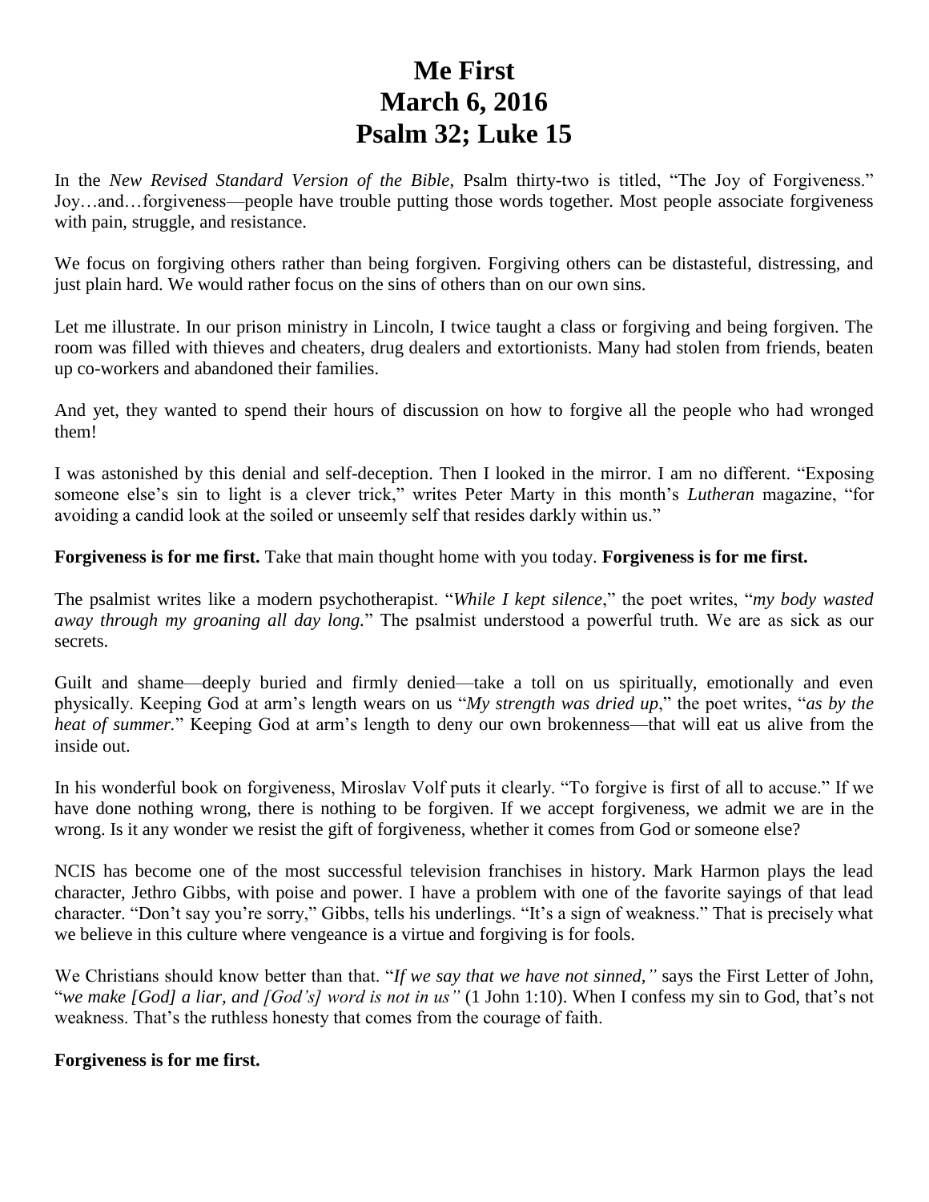# Me First
# March 6, 2016
# Psalm 32; Luke 15

In the *New Revised Standard Version of the Bible*, Psalm thirty-two is titled, "The Joy of Forgiveness." Joy…and…forgiveness—people have trouble putting those words together. Most people associate forgiveness with pain, struggle, and resistance.

We focus on forgiving others rather than being forgiven. Forgiving others can be distasteful, distressing, and just plain hard. We would rather focus on the sins of others than on our own sins.

Let me illustrate. In our prison ministry in Lincoln, I twice taught a class or forgiving and being forgiven. The room was filled with thieves and cheaters, drug dealers and extortionists. Many had stolen from friends, beaten up co-workers and abandoned their families.

And yet, they wanted to spend their hours of discussion on how to forgive all the people who had wronged them!

I was astonished by this denial and self-deception. Then I looked in the mirror. I am no different. "Exposing someone else's sin to light is a clever trick," writes Peter Marty in this month's *Lutheran* magazine, "for avoiding a candid look at the soiled or unseemly self that resides darkly within us."

**Forgiveness is for me first.** Take that main thought home with you today. **Forgiveness is for me first.**

The psalmist writes like a modern psychotherapist. "*While I kept silence*," the poet writes, "*my body wasted away through my groaning all day long.*" The psalmist understood a powerful truth. We are as sick as our secrets.

Guilt and shame—deeply buried and firmly denied—take a toll on us spiritually, emotionally and even physically. Keeping God at arm's length wears on us "*My strength was dried up*," the poet writes, "*as by the heat of summer.*" Keeping God at arm's length to deny our own brokenness—that will eat us alive from the inside out.

In his wonderful book on forgiveness, Miroslav Volf puts it clearly. "To forgive is first of all to accuse." If we have done nothing wrong, there is nothing to be forgiven. If we accept forgiveness, we admit we are in the wrong. Is it any wonder we resist the gift of forgiveness, whether it comes from God or someone else?

NCIS has become one of the most successful television franchises in history. Mark Harmon plays the lead character, Jethro Gibbs, with poise and power. I have a problem with one of the favorite sayings of that lead character. "Don't say you're sorry," Gibbs, tells his underlings. "It's a sign of weakness." That is precisely what we believe in this culture where vengeance is a virtue and forgiving is for fools.

We Christians should know better than that. "*If we say that we have not sinned,*" says the First Letter of John, "*we make [God] a liar, and [God's] word is not in us*" (1 John 1:10). When I confess my sin to God, that's not weakness. That's the ruthless honesty that comes from the courage of faith.

**Forgiveness is for me first.**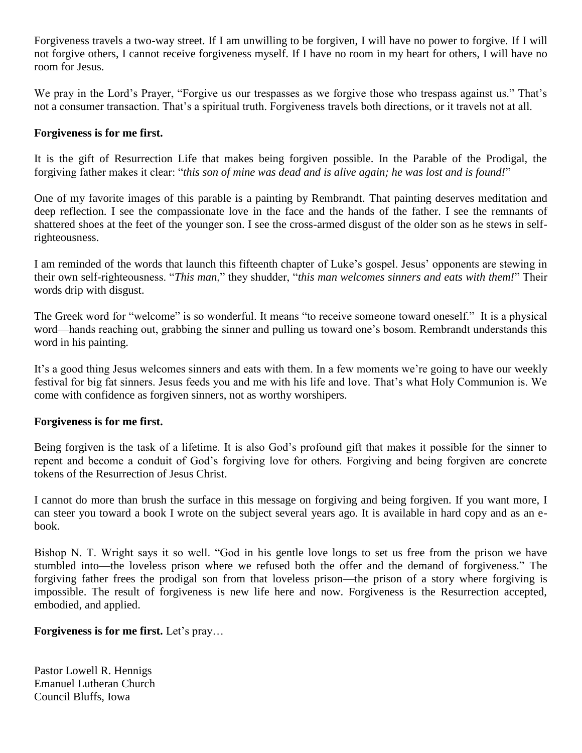Forgiveness travels a two-way street. If I am unwilling to be forgiven, I will have no power to forgive. If I will not forgive others, I cannot receive forgiveness myself. If I have no room in my heart for others, I will have no room for Jesus.

We pray in the Lord's Prayer, "Forgive us our trespasses as we forgive those who trespass against us." That's not a consumer transaction. That's a spiritual truth. Forgiveness travels both directions, or it travels not at all.

**Forgiveness is for me first.**

It is the gift of Resurrection Life that makes being forgiven possible. In the Parable of the Prodigal, the forgiving father makes it clear: "*this son of mine was dead and is alive again; he was lost and is found!*"

One of my favorite images of this parable is a painting by Rembrandt. That painting deserves meditation and deep reflection. I see the compassionate love in the face and the hands of the father. I see the remnants of shattered shoes at the feet of the younger son. I see the cross-armed disgust of the older son as he stews in self-righteousness.

I am reminded of the words that launch this fifteenth chapter of Luke's gospel. Jesus' opponents are stewing in their own self-righteousness. "*This man*," they shudder, "*this man welcomes sinners and eats with them!*" Their words drip with disgust.

The Greek word for "welcome" is so wonderful. It means "to receive someone toward oneself." It is a physical word—hands reaching out, grabbing the sinner and pulling us toward one's bosom. Rembrandt understands this word in his painting.

It's a good thing Jesus welcomes sinners and eats with them. In a few moments we're going to have our weekly festival for big fat sinners. Jesus feeds you and me with his life and love. That's what Holy Communion is. We come with confidence as forgiven sinners, not as worthy worshipers.

**Forgiveness is for me first.**

Being forgiven is the task of a lifetime. It is also God's profound gift that makes it possible for the sinner to repent and become a conduit of God's forgiving love for others. Forgiving and being forgiven are concrete tokens of the Resurrection of Jesus Christ.

I cannot do more than brush the surface in this message on forgiving and being forgiven. If you want more, I can steer you toward a book I wrote on the subject several years ago. It is available in hard copy and as an e-book.

Bishop N. T. Wright says it so well. "God in his gentle love longs to set us free from the prison we have stumbled into—the loveless prison where we refused both the offer and the demand of forgiveness." The forgiving father frees the prodigal son from that loveless prison—the prison of a story where forgiving is impossible. The result of forgiveness is new life here and now. Forgiveness is the Resurrection accepted, embodied, and applied.

**Forgiveness is for me first.** Let's pray…

Pastor Lowell R. Hennigs  
Emanuel Lutheran Church  
Council Bluffs, Iowa